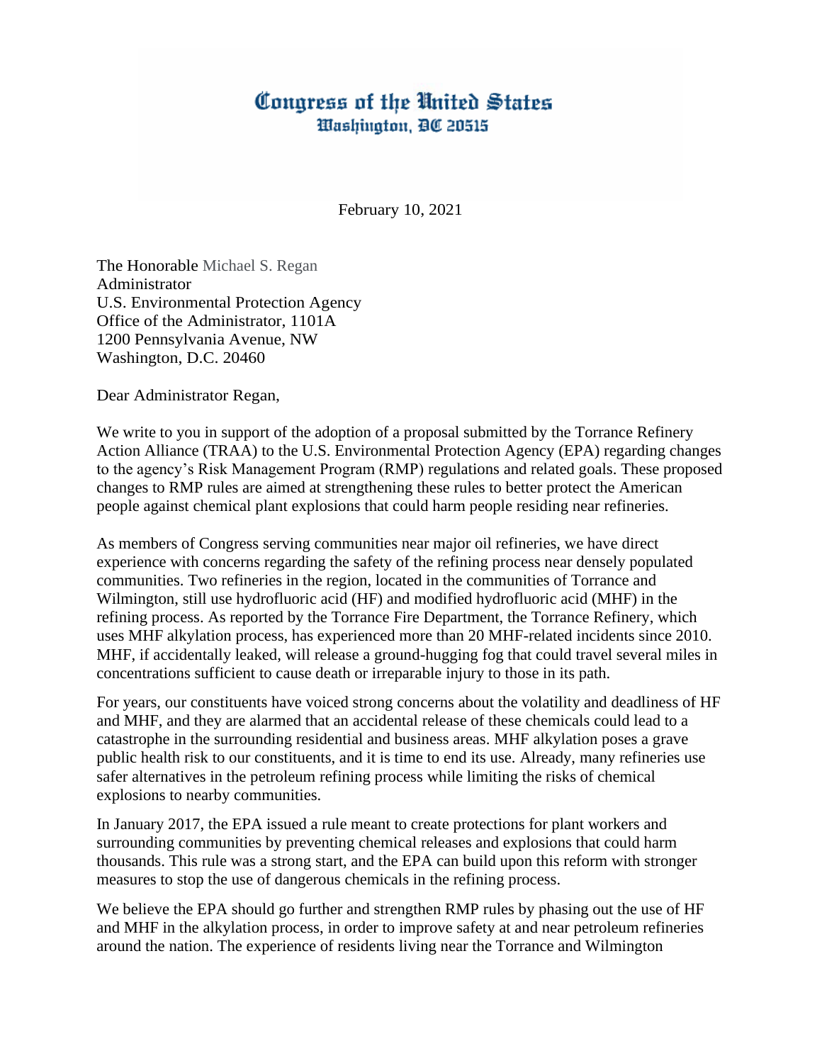# Congress of the United States
## Washington, DC 20515

February 10, 2021

The Honorable Michael S. Regan
Administrator
U.S. Environmental Protection Agency
Office of the Administrator, 1101A
1200 Pennsylvania Avenue, NW
Washington, D.C. 20460

Dear Administrator Regan,

We write to you in support of the adoption of a proposal submitted by the Torrance Refinery Action Alliance (TRAA) to the U.S. Environmental Protection Agency (EPA) regarding changes to the agency's Risk Management Program (RMP) regulations and related goals. These proposed changes to RMP rules are aimed at strengthening these rules to better protect the American people against chemical plant explosions that could harm people residing near refineries.

As members of Congress serving communities near major oil refineries, we have direct experience with concerns regarding the safety of the refining process near densely populated communities. Two refineries in the region, located in the communities of Torrance and Wilmington, still use hydrofluoric acid (HF) and modified hydrofluoric acid (MHF) in the refining process. As reported by the Torrance Fire Department, the Torrance Refinery, which uses MHF alkylation process, has experienced more than 20 MHF-related incidents since 2010. MHF, if accidentally leaked, will release a ground-hugging fog that could travel several miles in concentrations sufficient to cause death or irreparable injury to those in its path.

For years, our constituents have voiced strong concerns about the volatility and deadliness of HF and MHF, and they are alarmed that an accidental release of these chemicals could lead to a catastrophe in the surrounding residential and business areas. MHF alkylation poses a grave public health risk to our constituents, and it is time to end its use. Already, many refineries use safer alternatives in the petroleum refining process while limiting the risks of chemical explosions to nearby communities.

In January 2017, the EPA issued a rule meant to create protections for plant workers and surrounding communities by preventing chemical releases and explosions that could harm thousands. This rule was a strong start, and the EPA can build upon this reform with stronger measures to stop the use of dangerous chemicals in the refining process.

We believe the EPA should go further and strengthen RMP rules by phasing out the use of HF and MHF in the alkylation process, in order to improve safety at and near petroleum refineries around the nation. The experience of residents living near the Torrance and Wilmington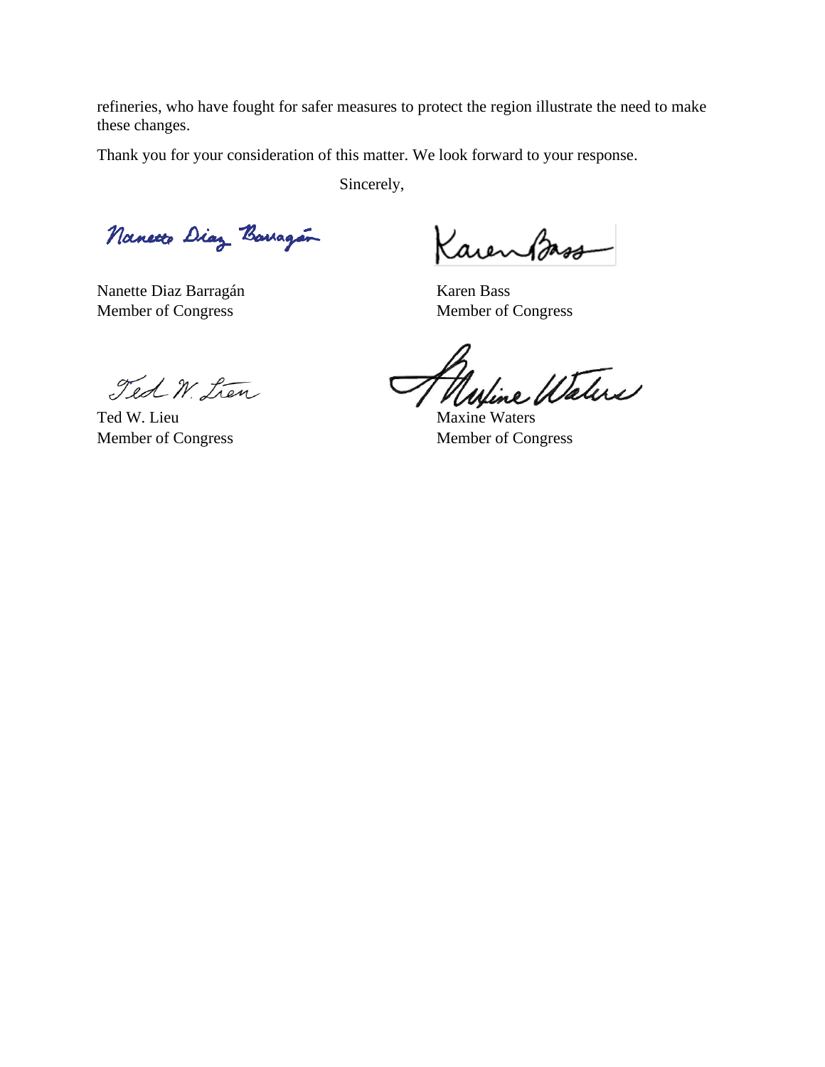refineries, who have fought for safer measures to protect the region illustrate the need to make these changes.

Thank you for your consideration of this matter. We look forward to your response.

Sincerely,

Nanette Diaz Barragán
Member of Congress

Karen Bass
Member of Congress

Ted W. Lieu
Member of Congress

Maxine Waters
Member of Congress